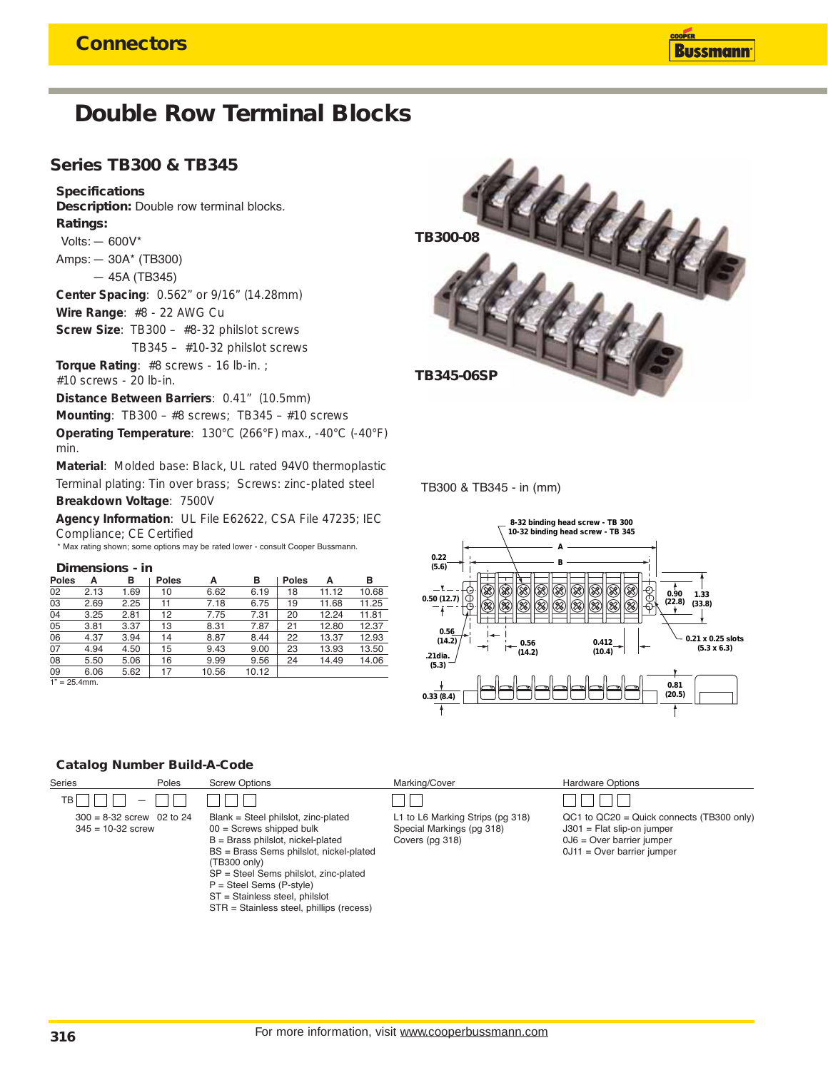# Connectors

# Double Row Terminal Blocks

## Series TB300 & TB345

**Specifications**

**Description:** Double row terminal blocks.

**Ratings:**

Volts: — 600V*

Amps: — 30A* (TB300)

— 45A (TB345)

**Center Spacing**: 0.562" or 9/16" (14.28mm)

**Wire Range**: #8 - 22 AWG Cu

**Screw Size**: TB300 – #8-32 philslot screws

TB345 – #10-32 philslot screws

**Torque Rating**: #8 screws - 16 lb-in. ; #10 screws - 20 lb-in.

**Distance Between Barriers**: 0.41" (10.5mm)

**Mounting**: TB300 – #8 screws; TB345 – #10 screws

**Operating Temperature**: 130°C (266°F) max., -40°C (-40°F) min.

**Material**: Molded base: Black, UL rated 94V0 thermoplastic Terminal plating: Tin over brass; Screws: zinc-plated steel

**Breakdown Voltage**: 7500V

**Agency Information**: UL File E62622, CSA File 47235; IEC Compliance; CE Certified

\* Max rating shown; some options may be rated lower - consult Cooper Bussmann.

TB300-08

TB345-06SP

### Dimensions - in

| Poles | A | B | Poles | A | B | Poles | A | B |
|---|---|---|---|---|---|---|---|---|
| 02 | 2.13 | 1.69 | 10 | 6.62 | 6.19 | 18 | 11.12 | 10.68 |
| 03 | 2.69 | 2.25 | 11 | 7.18 | 6.75 | 19 | 11.68 | 11.25 |
| 04 | 3.25 | 2.81 | 12 | 7.75 | 7.31 | 20 | 12.24 | 11.81 |
| 05 | 3.81 | 3.37 | 13 | 8.31 | 7.87 | 21 | 12.80 | 12.37 |
| 06 | 4.37 | 3.94 | 14 | 8.87 | 8.44 | 22 | 13.37 | 12.93 |
| 07 | 4.94 | 4.50 | 15 | 9.43 | 9.00 | 23 | 13.93 | 13.50 |
| 08 | 5.50 | 5.06 | 16 | 9.99 | 9.56 | 24 | 14.49 | 14.06 |
| 09 | 6.06 | 5.62 | 17 | 10.56 | 10.12 | | | |

1" = 25.4mm.

TB300 & TB345 - in (mm)

8-32 binding head screw - TB 300
10-32 binding head screw - TB 345
A
B
0.22 (5.6)
0.50 (12.7)
0.90 (22.8)
1.33 (33.8)
0.56 (14.2)
.21dia. (5.3)
0.56 (14.2)
0.412 (10.4)
0.21 x 0.25 slots (5.3 x 6.3)
0.33 (8.4)
0.81 (20.5)

### Catalog Number Build-A-Code

| Series | Poles | Screw Options | Marking/Cover | Hardware Options |
|---|---|---|---|---|
| TB☐☐☐ | – ☐☐ | ☐☐☐ | ☐☐ | ☐☐☐☐ |
| 300 = 8-32 screw<br>345 = 10-32 screw | 02 to 24 | Blank = Steel philslot, zinc-plated<br>00 = Screws shipped bulk<br>B = Brass philslot, nickel-plated<br>BS = Brass Sems philslot, nickel-plated (TB300 only)<br>SP = Steel Sems philslot, zinc-plated<br>P = Steel Sems (P-style)<br>ST = Stainless steel, philslot<br>STR = Stainless steel, phillips (recess) | L1 to L6 Marking Strips (pg 318)<br>Special Markings (pg 318)<br>Covers (pg 318) | QC1 to QC20 = Quick connects (TB300 only)<br>J301 = Flat slip-on jumper<br>0J6 = Over barrier jumper<br>0J11 = Over barrier jumper |

For more information, visit www.cooperbussmann.com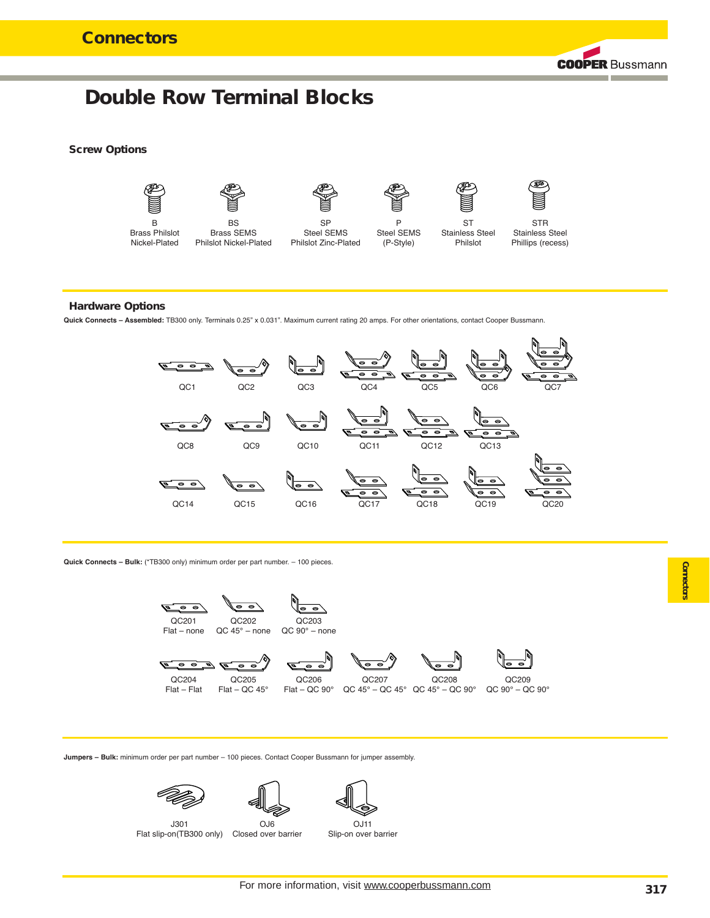# Double Row Terminal Blocks

## Screw Options

B
Brass Philslot
Nickel-Plated

BS
Brass SEMS
Philslot Nickel-Plated

SP
Steel SEMS
Philslot Zinc-Plated

P
Steel SEMS
(P-Style)

ST
Stainless Steel
Philslot

STR
Stainless Steel
Phillips (recess)

## Hardware Options

**Quick Connects – Assembled:** TB300 only. Terminals 0.25" x 0.031". Maximum current rating 20 amps. For other orientations, contact Cooper Bussmann.

QC1 QC2 QC3 QC4 QC5 QC6 QC7

QC8 QC9 QC10 QC11 QC12 QC13

QC14 QC15 QC16 QC17 QC18 QC19 QC20

**Quick Connects – Bulk:** (*TB300 only) minimum order per part number. – 100 pieces.

QC201
Flat – none

QC202
QC 45° – none

QC203
QC 90° – none

QC204
Flat – Flat

QC205
Flat – QC 45°

QC206
Flat – QC 90°

QC207
QC 45° – QC 45°

QC208
QC 45° – QC 90°

QC209
QC 90° – QC 90°

**Jumpers – Bulk:** minimum order per part number – 100 pieces. Contact Cooper Bussmann for jumper assembly.

J301
Flat slip-on(TB300 only)

OJ6
Closed over barrier

OJ11
Slip-on over barrier

For more information, visit www.cooperbussmann.com